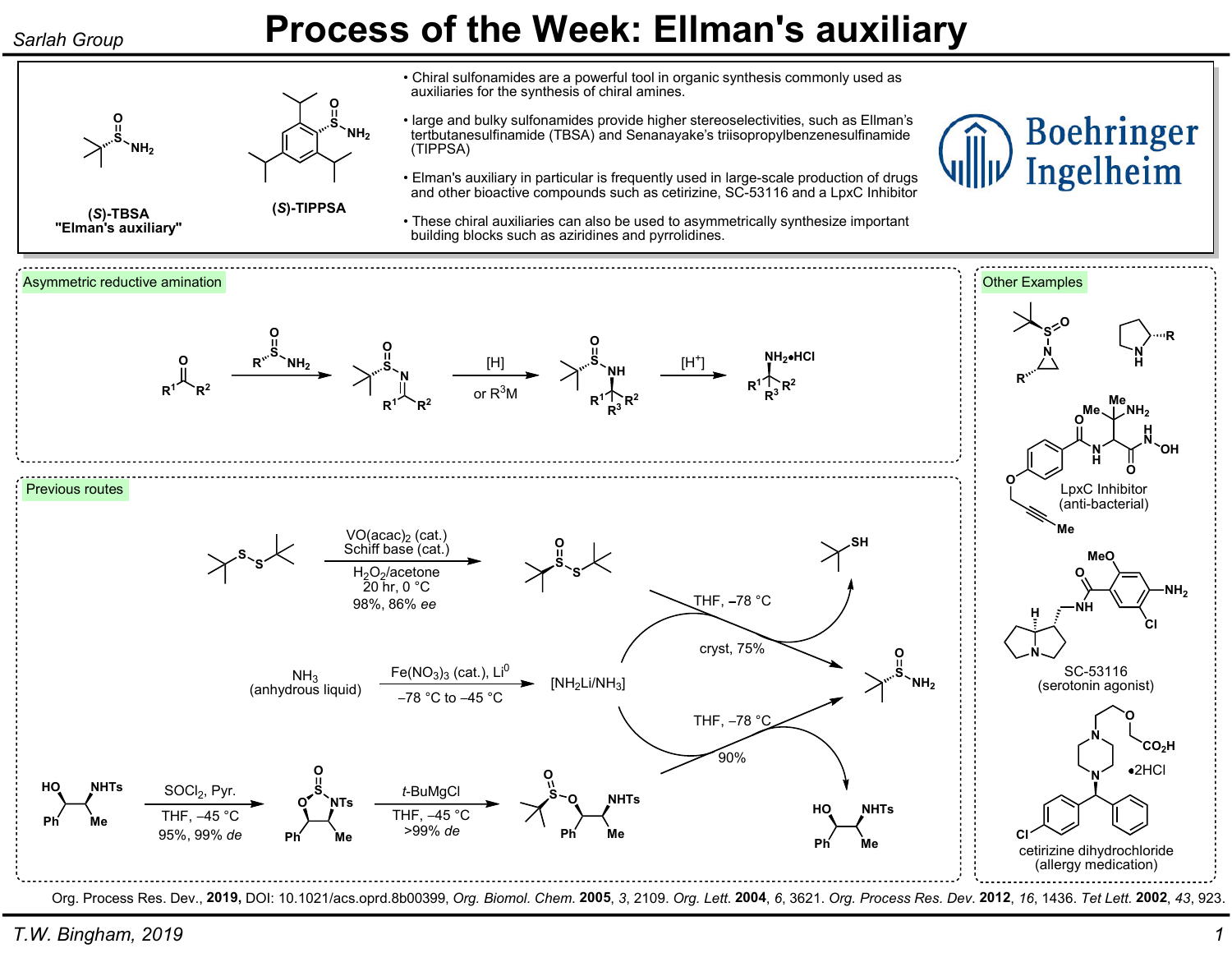Sarlah Group

# Process of the Week: Ellman's auxiliary

**(*S*)-TBSA "Elman's auxiliary"**

**(*S*)-TIPPSA**

- Chiral sulfonamides are a powerful tool in organic synthesis commonly used as auxiliaries for the synthesis of chiral amines.
- large and bulky sulfonamides provide higher stereoselectivities, such as Ellman's tertbutanesulfinamide (TBSA) and Senanayake's triisopropylbenzenesulfinamide (TIPPSA)
- Elman's auxiliary in particular is frequently used in large-scale production of drugs and other bioactive compounds such as cetirizine, SC-53116 and a LpxC Inhibitor
- These chiral auxiliaries can also be used to asymmetrically synthesize important building blocks such as aziridines and pyrrolidines.

Boehringer Ingelheim

## Asymmetric reductive amination

$R^1C(O)R^2$ → ($RS(O)NH_2$) → sulfinyl imine → ([H] or $R^3M$) → sulfinamide → ($[H^+]$) → $NH_2$•HCl amine ($R^1R^2R^3C$)

## Previous routes

Di-*tert*-butyl disulfide → $VO(acac)_2$ (cat.), Schiff base (cat.), $H_2O_2$/acetone, 20 hr, 0 °C, 98%, 86% *ee* → thiosulfinate

$NH_3$ (anhydrous liquid) → $Fe(NO_3)_3$ (cat.), $Li^0$, –78 °C to –45 °C → $[NH_2Li/NH_3]$

Thiosulfinate + $[NH_2Li/NH_3]$: THF, –78 °C, cryst, 75% → *tert*-butanesulfinamide (+ *t*-BuSH)

HO/NHTs (Ph, Me) → $SOCl_2$, Pyr., THF, –45 °C, 95%, 99% *de* → oxathiazolidine oxide → *t*-BuMgCl, THF, –45 °C, >99% *de* → sulfinate ester

Sulfinate ester + $[NH_2Li/NH_3]$: THF, –78 °C, 90% → *tert*-butanesulfinamide (+ HO/NHTs amino alcohol)

## Other Examples

LpxC Inhibitor (anti-bacterial)

SC-53116 (serotonin agonist)

cetirizine dihydrochloride (allergy medication)

Org. Process Res. Dev., **2019,** DOI: 10.1021/acs.oprd.8b00399, *Org. Biomol. Chem.* **2005**, *3*, 2109. *Org. Lett.* **2004**, *6*, 3621. *Org. Process Res. Dev.* **2012**, *16*, 1436. *Tet Lett.* **2002**, *43*, 923.

*T.W. Bingham, 2019*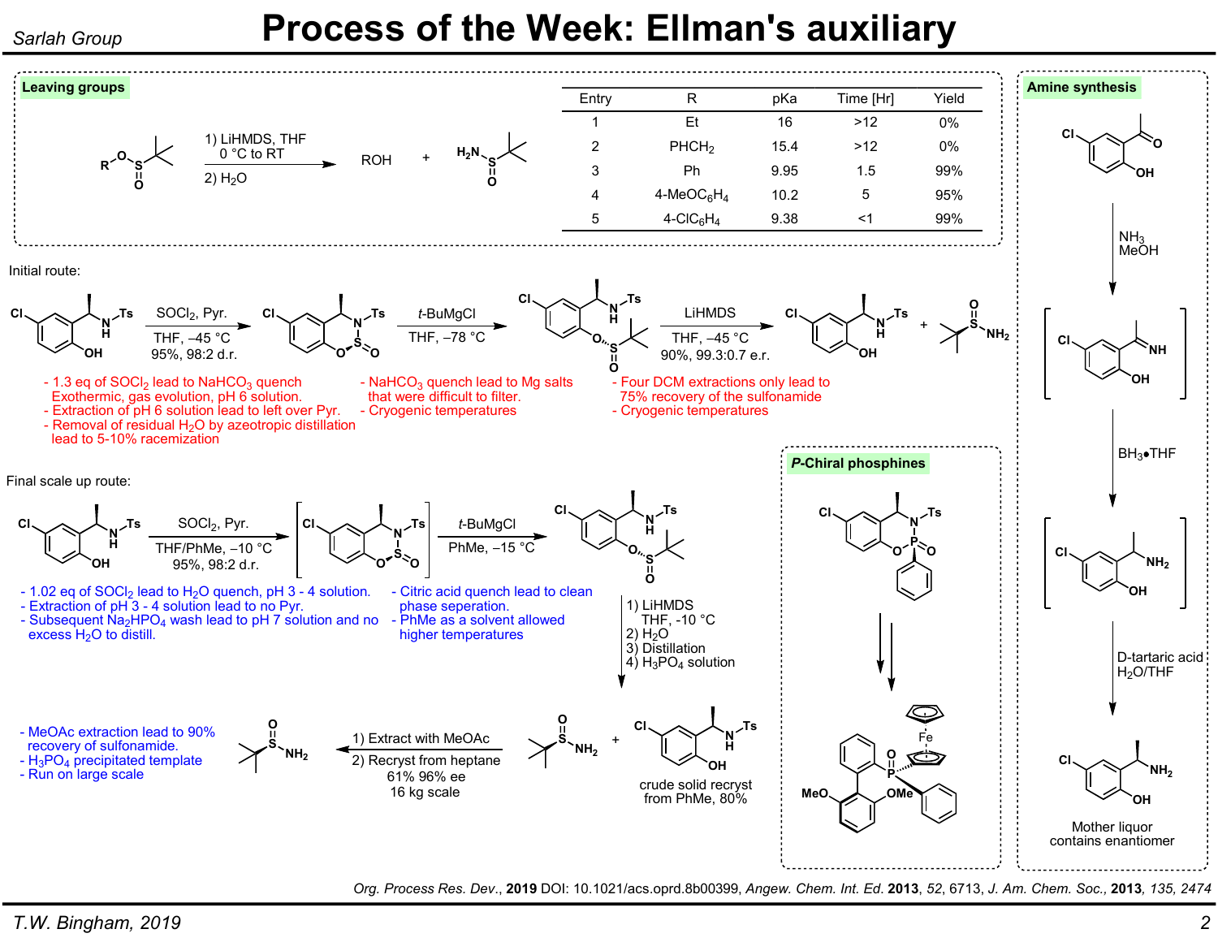# Process of the Week: Ellman's auxiliary

Sarlah Group

## Leaving groups

R–O–S(O)–t-Bu → 1) LiHMDS, THF, 0 °C to RT; 2) $H_2O$ → ROH + $H_2N$–S(O)–t-Bu

| Entry | R | pKa | Time [Hr] | Yield |
|---|---|---|---|---|
| 1 | Et | 16 | >12 | 0% |
| 2 | $PHCH_2$ | 15.4 | >12 | 0% |
| 3 | Ph | 9.95 | 1.5 | 99% |
| 4 | 4-$MeOC_6H_4$ | 10.2 | 5 | 95% |
| 5 | 4-$ClC_6H_4$ | 9.38 | <1 | 99% |

## Initial route:

SOCl$_2$, Pyr. THF, –45 °C; 95%, 98:2 d.r.

- 1.3 eq of $SOCl_2$ lead to $NaHCO_3$ quench Exothermic, gas evolution, pH 6 solution.
- Extraction of pH 6 solution lead to left over Pyr.
- Removal of residual $H_2O$ by azeotropic distillation lead to 5-10% racemization

t-BuMgCl, THF, –78 °C

- $NaHCO_3$ quench lead to Mg salts that were difficult to filter.
- Cryogenic temperatures

LiHMDS, THF, –45 °C; 90%, 99.3:0.7 e.r.

- Four DCM extractions only lead to 75% recovery of the sulfonamide
- Cryogenic temperatures

## Final scale up route:

SOCl$_2$, Pyr. THF/PhMe, –10 °C; 95%, 98:2 d.r.

- 1.02 eq of $SOCl_2$ lead to $H_2O$ quench, pH 3 - 4 solution.
- Extraction of pH 3 - 4 solution lead to no Pyr.
- Subsequent $Na_2HPO_4$ wash lead to pH 7 solution and no excess $H_2O$ to distill.

t-BuMgCl, PhMe, –15 °C

- Citric acid quench lead to clean phase seperation.
- PhMe as a solvent allowed higher temperatures

1) LiHMDS, THF, -10 °C
2) $H_2O$
3) Distillation
4) $H_3PO_4$ solution

crude solid recryst from PhMe, 80%

1) Extract with MeOAc
2) Recryst from heptane
61% 96% ee
16 kg scale

- MeOAc extraction lead to 90% recovery of sulfonamide.
- $H_3PO_4$ precipitated template
- Run on large scale

## *P*-Chiral phosphines

## Amine synthesis

$NH_3$, MeOH

$BH_3$•THF

D-tartaric acid, $H_2O$/THF

Mother liquor contains enantiomer

*Org. Process Res. Dev.*, **2019** DOI: 10.1021/acs.oprd.8b00399, *Angew. Chem. Int. Ed.* **2013**, *52*, 6713, *J. Am. Chem. Soc.*, **2013**, *135*, 2474

T.W. Bingham, 2019